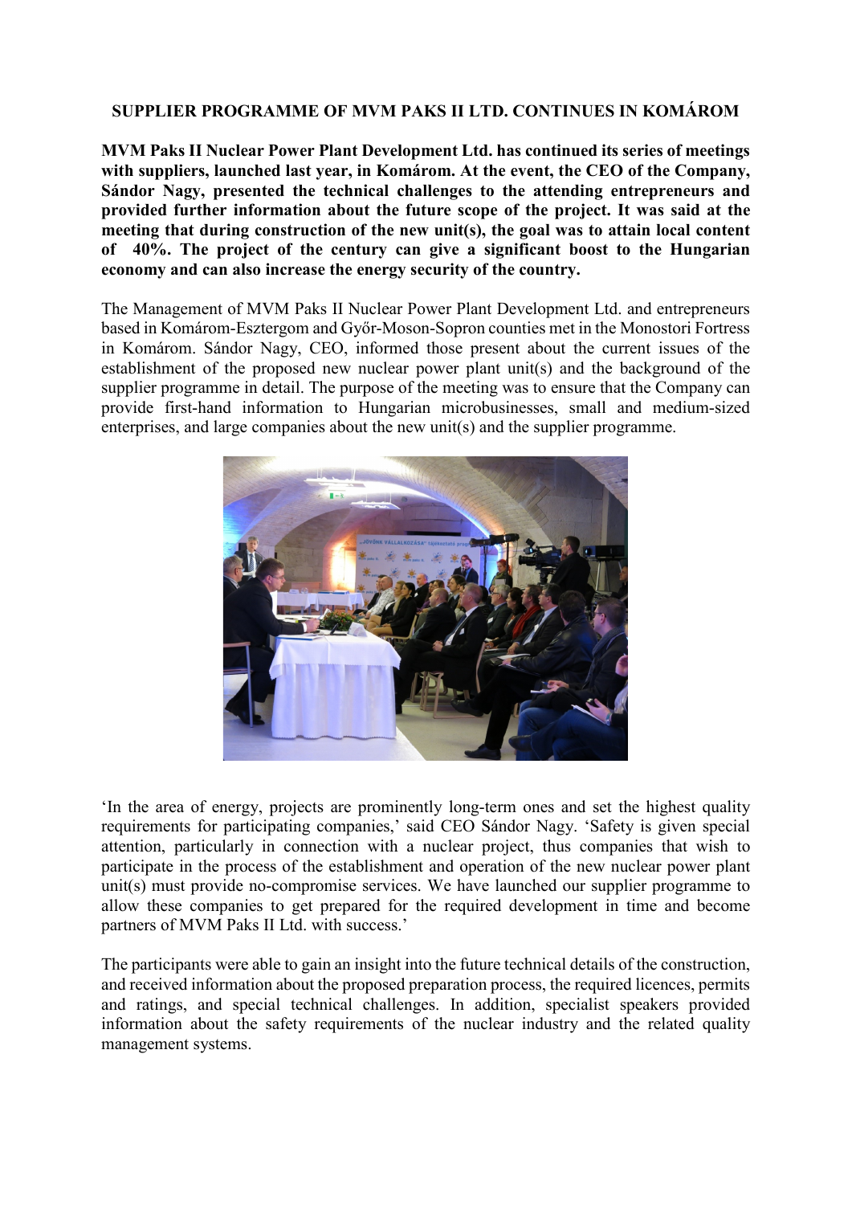# SUPPLIER PROGRAMME OF MVM PAKS II LTD. CONTINUES IN KOMÁROM

**MVM Paks II Nuclear Power Plant Development Ltd. has continued its series of meetings with suppliers, launched last year, in Komárom. At the event, the CEO of the Company, Sándor Nagy, presented the technical challenges to the attending entrepreneurs and provided further information about the future scope of the project. It was said at the meeting that during construction of the new unit(s), the goal was to attain local content of 40%. The project of the century can give a significant boost to the Hungarian economy and can also increase the energy security of the country.**

The Management of MVM Paks II Nuclear Power Plant Development Ltd. and entrepreneurs based in Komárom-Esztergom and Győr-Moson-Sopron counties met in the Monostori Fortress in Komárom. Sándor Nagy, CEO, informed those present about the current issues of the establishment of the proposed new nuclear power plant unit(s) and the background of the supplier programme in detail. The purpose of the meeting was to ensure that the Company can provide first-hand information to Hungarian microbusinesses, small and medium-sized enterprises, and large companies about the new unit(s) and the supplier programme.

'In the area of energy, projects are prominently long-term ones and set the highest quality requirements for participating companies,' said CEO Sándor Nagy. 'Safety is given special attention, particularly in connection with a nuclear project, thus companies that wish to participate in the process of the establishment and operation of the new nuclear power plant unit(s) must provide no-compromise services. We have launched our supplier programme to allow these companies to get prepared for the required development in time and become partners of MVM Paks II Ltd. with success.'

The participants were able to gain an insight into the future technical details of the construction, and received information about the proposed preparation process, the required licences, permits and ratings, and special technical challenges. In addition, specialist speakers provided information about the safety requirements of the nuclear industry and the related quality management systems.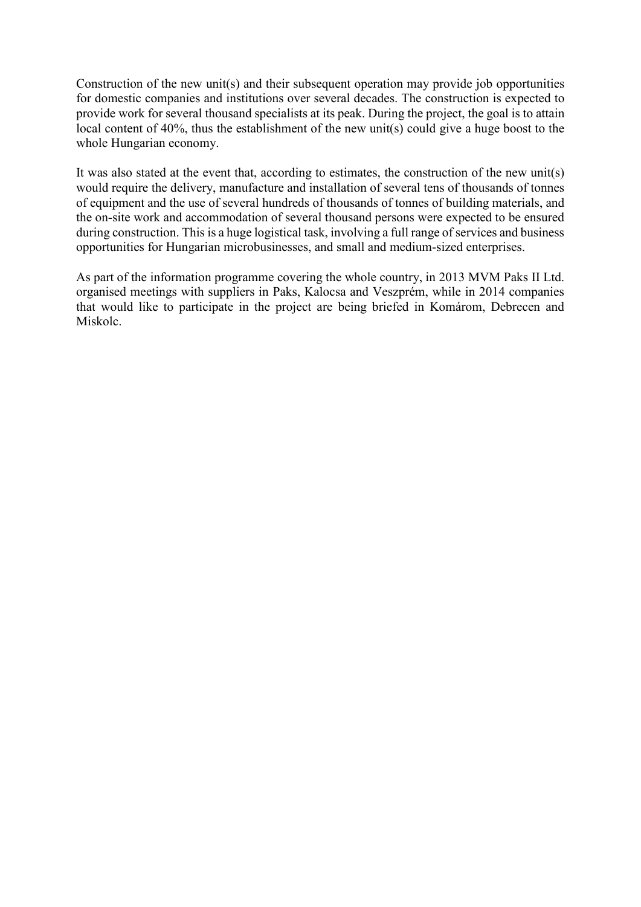Construction of the new unit(s) and their subsequent operation may provide job opportunities for domestic companies and institutions over several decades. The construction is expected to provide work for several thousand specialists at its peak. During the project, the goal is to attain local content of 40%, thus the establishment of the new unit(s) could give a huge boost to the whole Hungarian economy.

It was also stated at the event that, according to estimates, the construction of the new unit(s) would require the delivery, manufacture and installation of several tens of thousands of tonnes of equipment and the use of several hundreds of thousands of tonnes of building materials, and the on-site work and accommodation of several thousand persons were expected to be ensured during construction. This is a huge logistical task, involving a full range of services and business opportunities for Hungarian microbusinesses, and small and medium-sized enterprises.

As part of the information programme covering the whole country, in 2013 MVM Paks II Ltd. organised meetings with suppliers in Paks, Kalocsa and Veszprém, while in 2014 companies that would like to participate in the project are being briefed in Komárom, Debrecen and Miskolc.